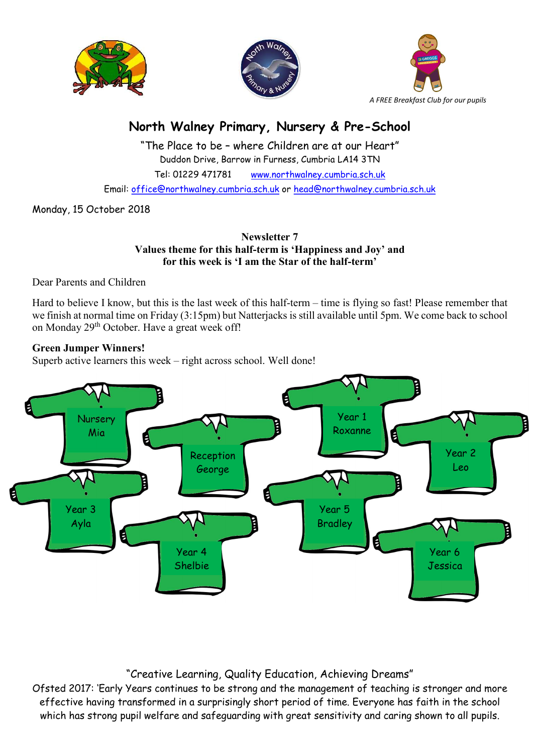*A FREE Breakfast Club for our pupils*

# North Walney Primary, Nursery & Pre-School

"The Place to be – where Children are at our Heart"

Duddon Drive, Barrow in Furness, Cumbria LA14 3TN

Tel: 01229 471781 www.northwalney.cumbria.sch.uk

Email: office@northwalney.cumbria.sch.uk or head@northwalney.cumbria.sch.uk

Monday, 15 October 2018

**Newsletter 7**
**Values theme for this half-term is 'Happiness and Joy' and for this week is 'I am the Star of the half-term'**

Dear Parents and Children

Hard to believe I know, but this is the last week of this half-term – time is flying so fast! Please remember that we finish at normal time on Friday (3:15pm) but Natterjacks is still available until 5pm. We come back to school on Monday 29th October. Have a great week off!

**Green Jumper Winners!**

Superb active learners this week – right across school. Well done!

- Nursery – Mia
- Reception – George
- Year 1 – Roxanne
- Year 2 – Leo
- Year 3 – Ayla
- Year 4 – Shelbie
- Year 5 – Bradley
- Year 6 – Jessica

"Creative Learning, Quality Education, Achieving Dreams"

Ofsted 2017: 'Early Years continues to be strong and the management of teaching is stronger and more effective having transformed in a surprisingly short period of time. Everyone has faith in the school which has strong pupil welfare and safeguarding with great sensitivity and caring shown to all pupils.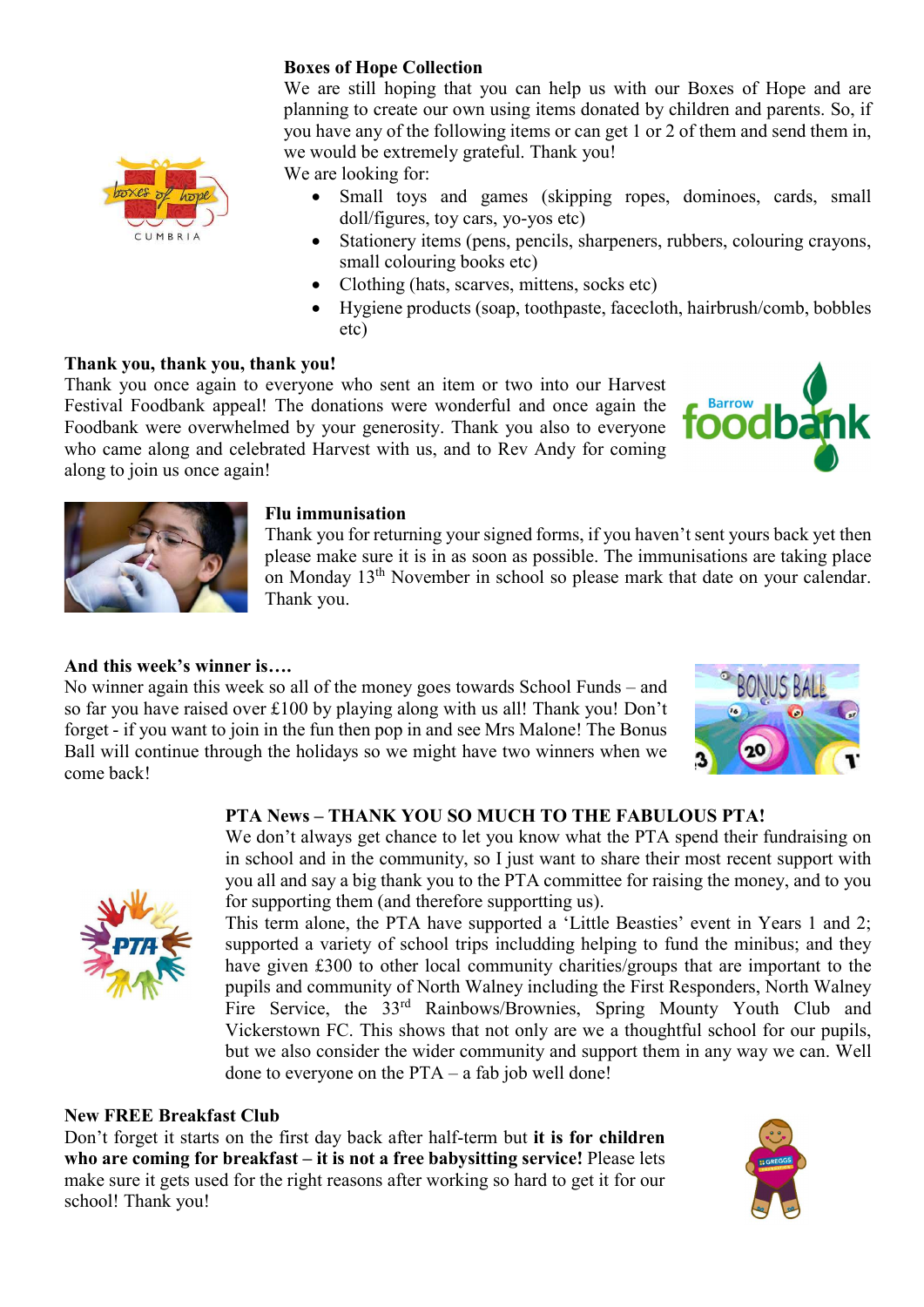**Boxes of Hope Collection**

We are still hoping that you can help us with our Boxes of Hope and are planning to create our own using items donated by children and parents. So, if you have any of the following items or can get 1 or 2 of them and send them in, we would be extremely grateful. Thank you!

We are looking for:

- Small toys and games (skipping ropes, dominoes, cards, small doll/figures, toy cars, yo-yos etc)
- Stationery items (pens, pencils, sharpeners, rubbers, colouring crayons, small colouring books etc)
- Clothing (hats, scarves, mittens, socks etc)
- Hygiene products (soap, toothpaste, facecloth, hairbrush/comb, bobbles etc)

**Thank you, thank you, thank you!**

Thank you once again to everyone who sent an item or two into our Harvest Festival Foodbank appeal! The donations were wonderful and once again the Foodbank were overwhelmed by your generosity. Thank you also to everyone who came along and celebrated Harvest with us, and to Rev Andy for coming along to join us once again!

**Flu immunisation**

Thank you for returning your signed forms, if you haven't sent yours back yet then please make sure it is in as soon as possible. The immunisations are taking place on Monday 13th November in school so please mark that date on your calendar. Thank you.

**And this week's winner is….**

No winner again this week so all of the money goes towards School Funds – and so far you have raised over £100 by playing along with us all! Thank you! Don't forget - if you want to join in the fun then pop in and see Mrs Malone! The Bonus Ball will continue through the holidays so we might have two winners when we come back!

**PTA News – THANK YOU SO MUCH TO THE FABULOUS PTA!**

We don't always get chance to let you know what the PTA spend their fundraising on in school and in the community, so I just want to share their most recent support with you all and say a big thank you to the PTA committee for raising the money, and to you for supporting them (and therefore supportting us).

This term alone, the PTA have supported a 'Little Beasties' event in Years 1 and 2; supported a variety of school trips includding helping to fund the minibus; and they have given £300 to other local community charities/groups that are important to the pupils and community of North Walney including the First Responders, North Walney Fire Service, the 33rd Rainbows/Brownies, Spring Mounty Youth Club and Vickerstown FC. This shows that not only are we a thoughtful school for our pupils, but we also consider the wider community and support them in any way we can. Well done to everyone on the PTA – a fab job well done!

**New FREE Breakfast Club**

Don't forget it starts on the first day back after half-term but **it is for children who are coming for breakfast – it is not a free babysitting service!** Please lets make sure it gets used for the right reasons after working so hard to get it for our school! Thank you!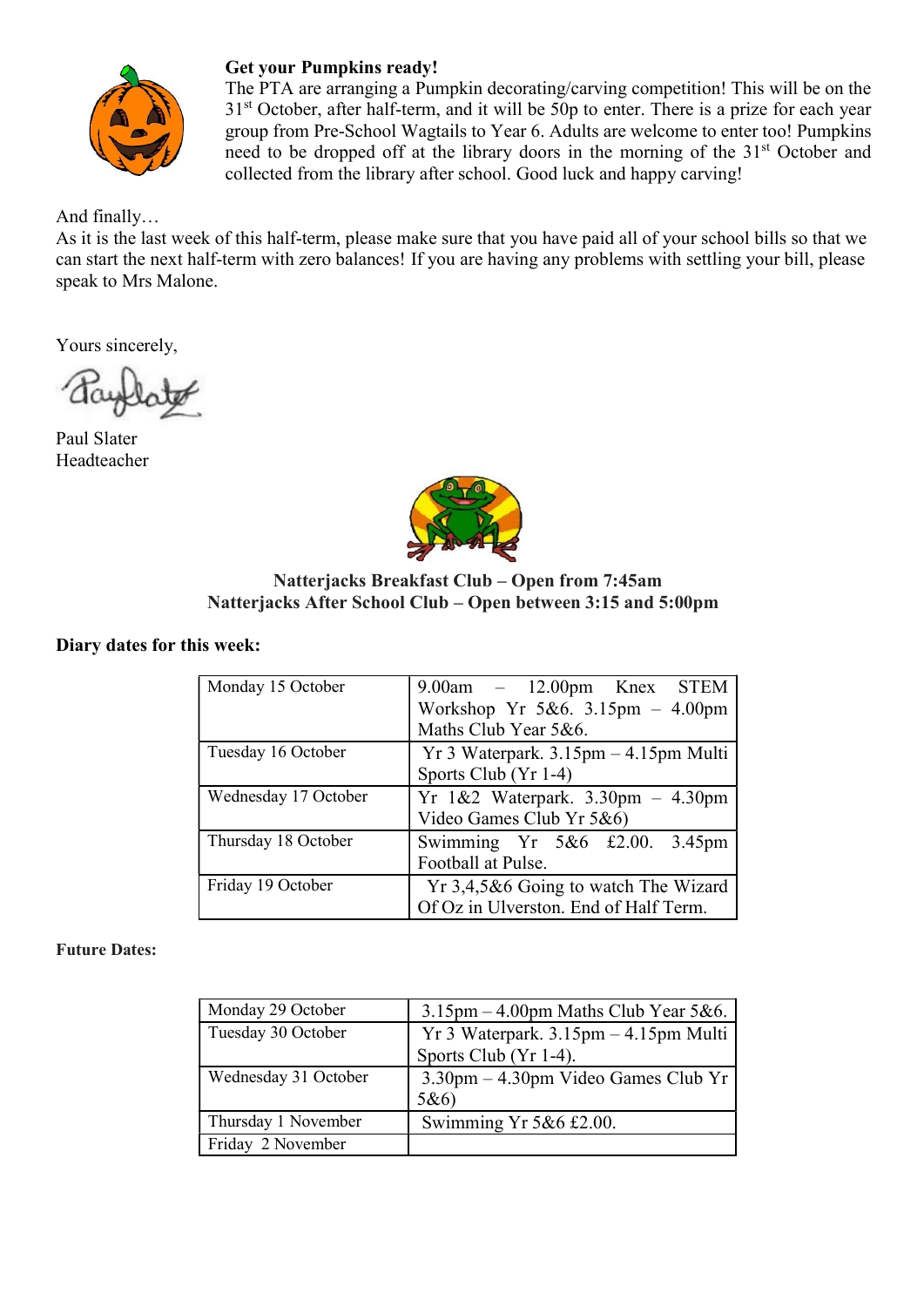**Get your Pumpkins ready!**

The PTA are arranging a Pumpkin decorating/carving competition! This will be on the 31st October, after half-term, and it will be 50p to enter. There is a prize for each year group from Pre-School Wagtails to Year 6. Adults are welcome to enter too! Pumpkins need to be dropped off at the library doors in the morning of the 31st October and collected from the library after school. Good luck and happy carving!

And finally…

As it is the last week of this half-term, please make sure that you have paid all of your school bills so that we can start the next half-term with zero balances! If you are having any problems with settling your bill, please speak to Mrs Malone.

Yours sincerely,

Paul Slater
Headteacher

**Natterjacks Breakfast Club – Open from 7:45am**
**Natterjacks After School Club – Open between 3:15 and 5:00pm**

**Diary dates for this week:**

| | |
|---|---|
| Monday 15 October | 9.00am – 12.00pm Knex STEM Workshop Yr 5&6. 3.15pm – 4.00pm Maths Club Year 5&6. |
| Tuesday 16 October | Yr 3 Waterpark. 3.15pm – 4.15pm Multi Sports Club (Yr 1-4) |
| Wednesday 17 October | Yr 1&2 Waterpark. 3.30pm – 4.30pm Video Games Club Yr 5&6) |
| Thursday 18 October | Swimming Yr 5&6 £2.00. 3.45pm Football at Pulse. |
| Friday 19 October | Yr 3,4,5&6 Going to watch The Wizard Of Oz in Ulverston. End of Half Term. |

**Future Dates:**

| | |
|---|---|
| Monday 29 October | 3.15pm – 4.00pm Maths Club Year 5&6. |
| Tuesday 30 October | Yr 3 Waterpark. 3.15pm – 4.15pm Multi Sports Club (Yr 1-4). |
| Wednesday 31 October | 3.30pm – 4.30pm Video Games Club Yr 5&6) |
| Thursday 1 November | Swimming Yr 5&6 £2.00. |
| Friday 2 November | |